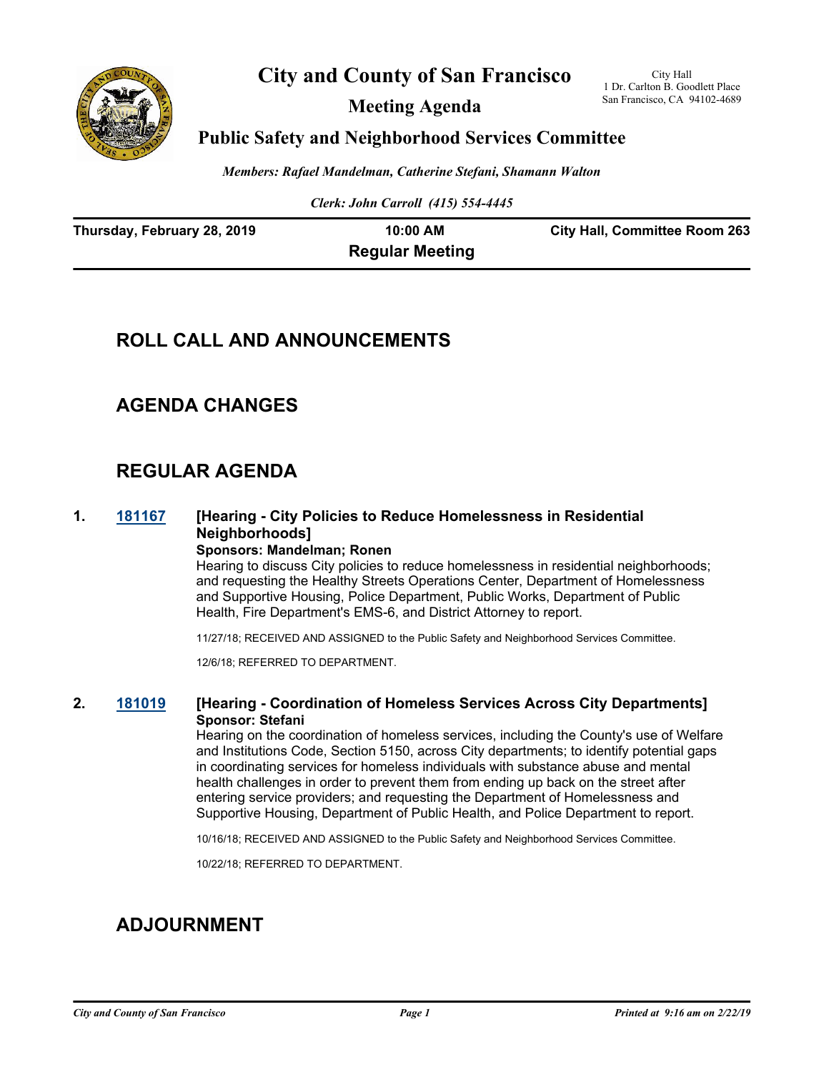# City and County of San Francisco

City Hall
1 Dr. Carlton B. Goodlett Place
San Francisco, CA 94102-4689

## Meeting Agenda

## Public Safety and Neighborhood Services Committee

*Members: Rafael Mandelman, Catherine Stefani, Shamann Walton*

*Clerk: John Carroll (415) 554-4445*

**Thursday, February 28, 2019** | **10:00 AM** | **City Hall, Committee Room 263**

**Regular Meeting**

## ROLL CALL AND ANNOUNCEMENTS

## AGENDA CHANGES

## REGULAR AGENDA

**1. 181167 [Hearing - City Policies to Reduce Homelessness in Residential Neighborhoods]**

**Sponsors: Mandelman; Ronen**

Hearing to discuss City policies to reduce homelessness in residential neighborhoods; and requesting the Healthy Streets Operations Center, Department of Homelessness and Supportive Housing, Police Department, Public Works, Department of Public Health, Fire Department's EMS-6, and District Attorney to report.

11/27/18; RECEIVED AND ASSIGNED to the Public Safety and Neighborhood Services Committee.

12/6/18; REFERRED TO DEPARTMENT.

**2. 181019 [Hearing - Coordination of Homeless Services Across City Departments]**

**Sponsor: Stefani**

Hearing on the coordination of homeless services, including the County's use of Welfare and Institutions Code, Section 5150, across City departments; to identify potential gaps in coordinating services for homeless individuals with substance abuse and mental health challenges in order to prevent them from ending up back on the street after entering service providers; and requesting the Department of Homelessness and Supportive Housing, Department of Public Health, and Police Department to report.

10/16/18; RECEIVED AND ASSIGNED to the Public Safety and Neighborhood Services Committee.

10/22/18; REFERRED TO DEPARTMENT.

## ADJOURNMENT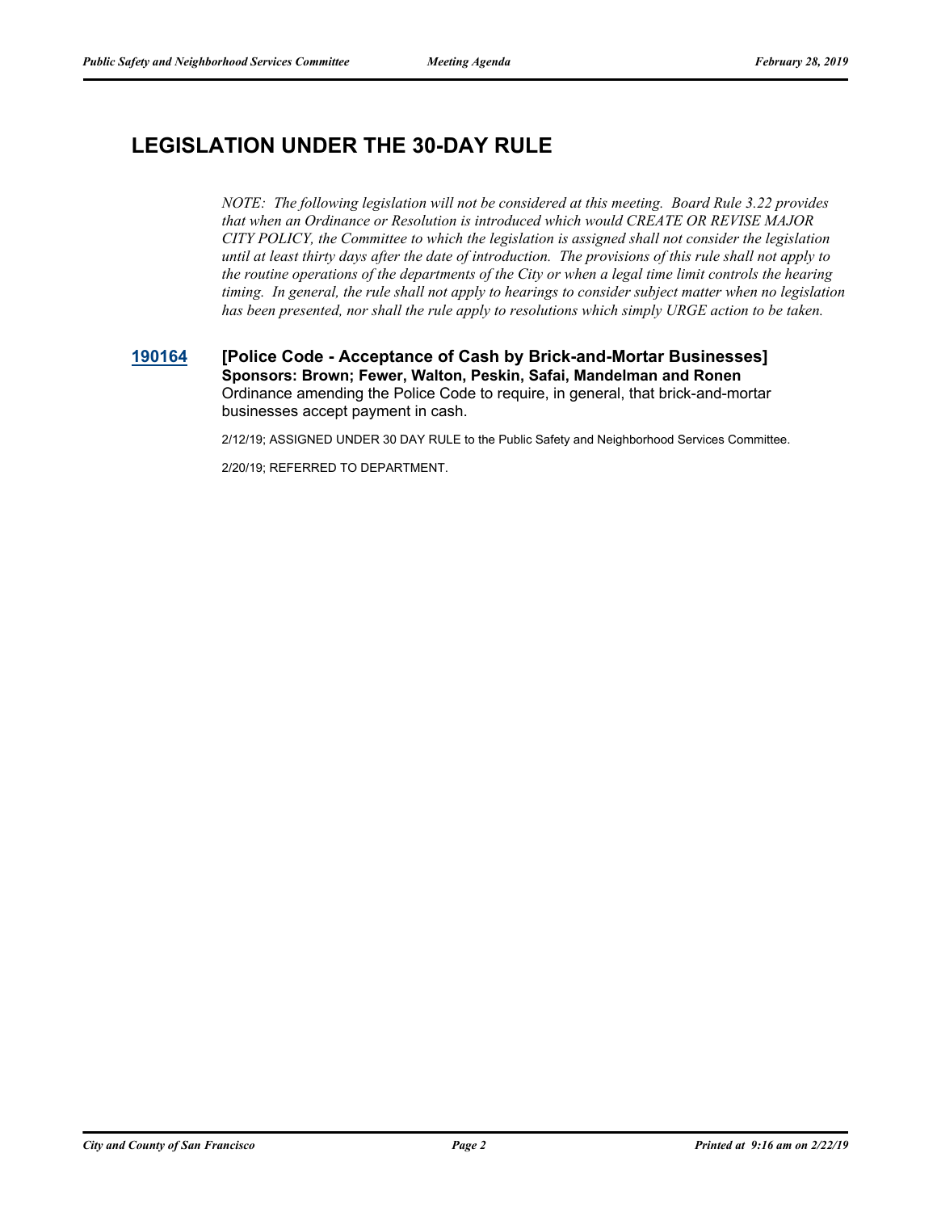## LEGISLATION UNDER THE 30-DAY RULE

*NOTE: The following legislation will not be considered at this meeting. Board Rule 3.22 provides that when an Ordinance or Resolution is introduced which would CREATE OR REVISE MAJOR CITY POLICY, the Committee to which the legislation is assigned shall not consider the legislation until at least thirty days after the date of introduction. The provisions of this rule shall not apply to the routine operations of the departments of the City or when a legal time limit controls the hearing timing. In general, the rule shall not apply to hearings to consider subject matter when no legislation has been presented, nor shall the rule apply to resolutions which simply URGE action to be taken.*

**190164** **[Police Code - Acceptance of Cash by Brick-and-Mortar Businesses]**
**Sponsors: Brown; Fewer, Walton, Peskin, Safai, Mandelman and Ronen**
Ordinance amending the Police Code to require, in general, that brick-and-mortar businesses accept payment in cash.

2/12/19; ASSIGNED UNDER 30 DAY RULE to the Public Safety and Neighborhood Services Committee.

2/20/19; REFERRED TO DEPARTMENT.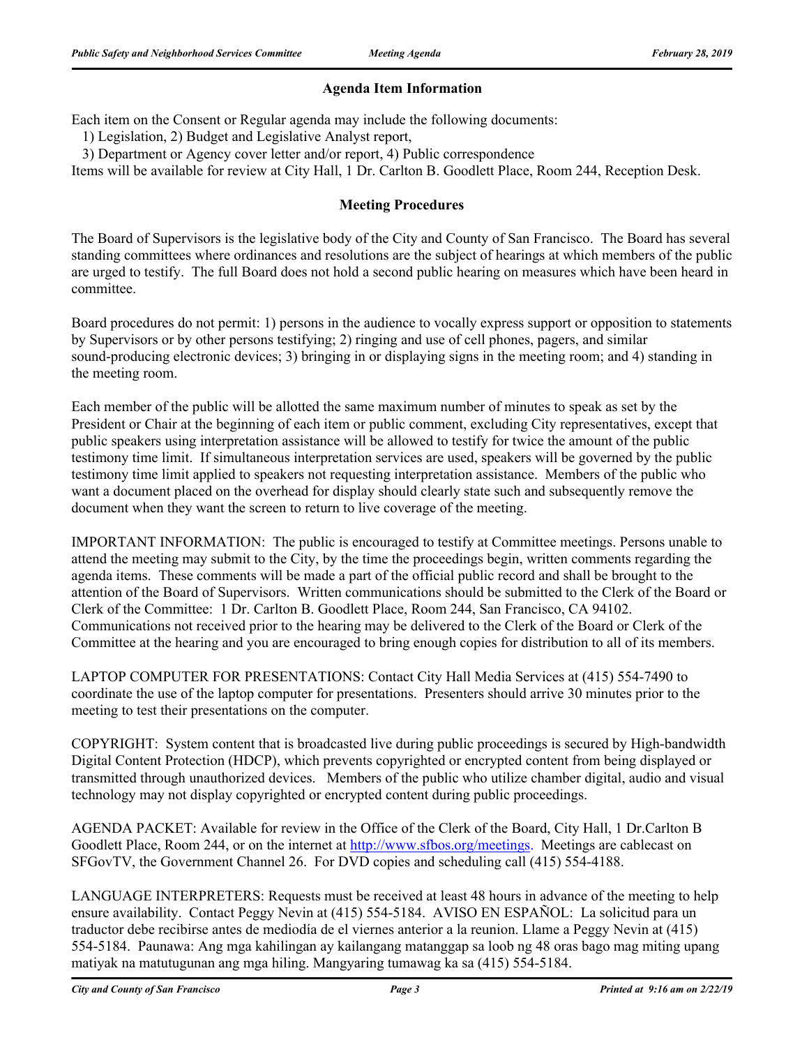## Agenda Item Information

Each item on the Consent or Regular agenda may include the following documents:

1) Legislation, 2) Budget and Legislative Analyst report,

3) Department or Agency cover letter and/or report, 4) Public correspondence

Items will be available for review at City Hall, 1 Dr. Carlton B. Goodlett Place, Room 244, Reception Desk.

## Meeting Procedures

The Board of Supervisors is the legislative body of the City and County of San Francisco. The Board has several standing committees where ordinances and resolutions are the subject of hearings at which members of the public are urged to testify. The full Board does not hold a second public hearing on measures which have been heard in committee.

Board procedures do not permit: 1) persons in the audience to vocally express support or opposition to statements by Supervisors or by other persons testifying; 2) ringing and use of cell phones, pagers, and similar sound-producing electronic devices; 3) bringing in or displaying signs in the meeting room; and 4) standing in the meeting room.

Each member of the public will be allotted the same maximum number of minutes to speak as set by the President or Chair at the beginning of each item or public comment, excluding City representatives, except that public speakers using interpretation assistance will be allowed to testify for twice the amount of the public testimony time limit. If simultaneous interpretation services are used, speakers will be governed by the public testimony time limit applied to speakers not requesting interpretation assistance. Members of the public who want a document placed on the overhead for display should clearly state such and subsequently remove the document when they want the screen to return to live coverage of the meeting.

IMPORTANT INFORMATION: The public is encouraged to testify at Committee meetings. Persons unable to attend the meeting may submit to the City, by the time the proceedings begin, written comments regarding the agenda items. These comments will be made a part of the official public record and shall be brought to the attention of the Board of Supervisors. Written communications should be submitted to the Clerk of the Board or Clerk of the Committee: 1 Dr. Carlton B. Goodlett Place, Room 244, San Francisco, CA 94102. Communications not received prior to the hearing may be delivered to the Clerk of the Board or Clerk of the Committee at the hearing and you are encouraged to bring enough copies for distribution to all of its members.

LAPTOP COMPUTER FOR PRESENTATIONS: Contact City Hall Media Services at (415) 554-7490 to coordinate the use of the laptop computer for presentations. Presenters should arrive 30 minutes prior to the meeting to test their presentations on the computer.

COPYRIGHT: System content that is broadcasted live during public proceedings is secured by High-bandwidth Digital Content Protection (HDCP), which prevents copyrighted or encrypted content from being displayed or transmitted through unauthorized devices. Members of the public who utilize chamber digital, audio and visual technology may not display copyrighted or encrypted content during public proceedings.

AGENDA PACKET: Available for review in the Office of the Clerk of the Board, City Hall, 1 Dr.Carlton B Goodlett Place, Room 244, or on the internet at http://www.sfbos.org/meetings. Meetings are cablecast on SFGovTV, the Government Channel 26. For DVD copies and scheduling call (415) 554-4188.

LANGUAGE INTERPRETERS: Requests must be received at least 48 hours in advance of the meeting to help ensure availability. Contact Peggy Nevin at (415) 554-5184. AVISO EN ESPAÑOL: La solicitud para un traductor debe recibirse antes de mediodía de el viernes anterior a la reunion. Llame a Peggy Nevin at (415) 554-5184. Paunawa: Ang mga kahilingan ay kailangang matanggap sa loob ng 48 oras bago mag miting upang matiyak na matutugunan ang mga hiling. Mangyaring tumawag ka sa (415) 554-5184.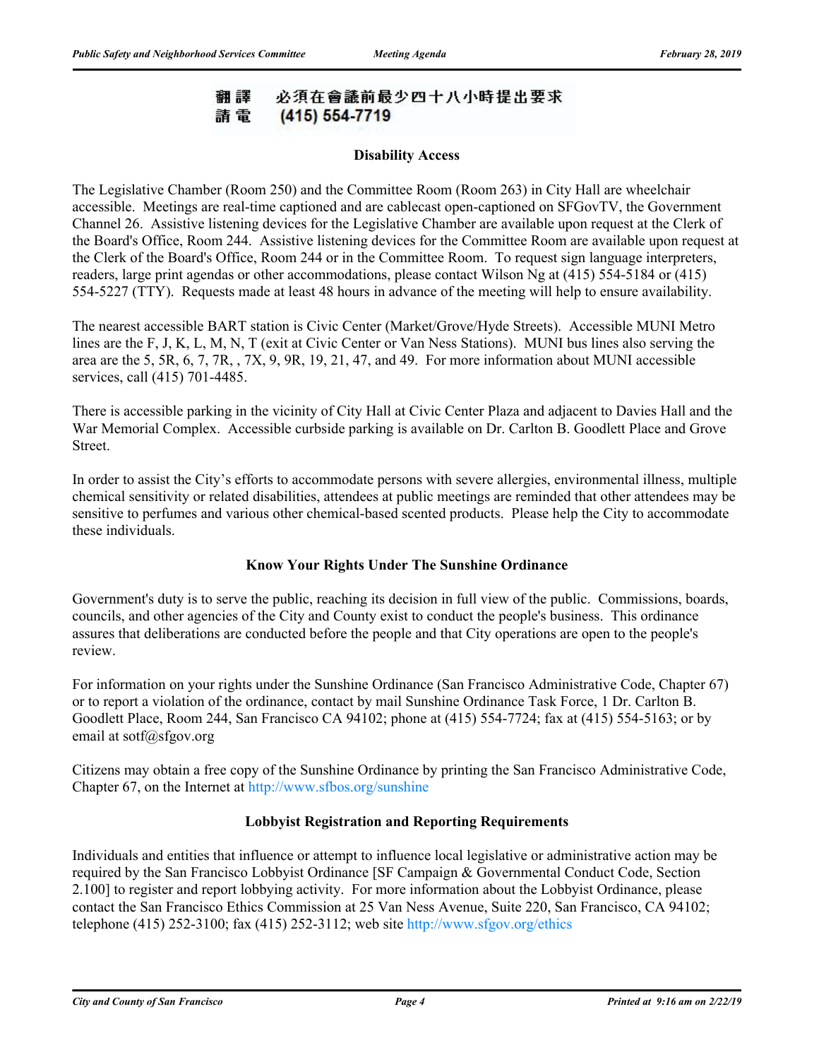翻譯　必須在會議前最少四十八小時提出要求
請電　(415) 554-7719

## Disability Access

The Legislative Chamber (Room 250) and the Committee Room (Room 263) in City Hall are wheelchair accessible. Meetings are real-time captioned and are cablecast open-captioned on SFGovTV, the Government Channel 26. Assistive listening devices for the Legislative Chamber are available upon request at the Clerk of the Board's Office, Room 244. Assistive listening devices for the Committee Room are available upon request at the Clerk of the Board's Office, Room 244 or in the Committee Room. To request sign language interpreters, readers, large print agendas or other accommodations, please contact Wilson Ng at (415) 554-5184 or (415) 554-5227 (TTY). Requests made at least 48 hours in advance of the meeting will help to ensure availability.

The nearest accessible BART station is Civic Center (Market/Grove/Hyde Streets). Accessible MUNI Metro lines are the F, J, K, L, M, N, T (exit at Civic Center or Van Ness Stations). MUNI bus lines also serving the area are the 5, 5R, 6, 7, 7R, , 7X, 9, 9R, 19, 21, 47, and 49. For more information about MUNI accessible services, call (415) 701-4485.

There is accessible parking in the vicinity of City Hall at Civic Center Plaza and adjacent to Davies Hall and the War Memorial Complex. Accessible curbside parking is available on Dr. Carlton B. Goodlett Place and Grove Street.

In order to assist the City's efforts to accommodate persons with severe allergies, environmental illness, multiple chemical sensitivity or related disabilities, attendees at public meetings are reminded that other attendees may be sensitive to perfumes and various other chemical-based scented products. Please help the City to accommodate these individuals.

## Know Your Rights Under The Sunshine Ordinance

Government's duty is to serve the public, reaching its decision in full view of the public. Commissions, boards, councils, and other agencies of the City and County exist to conduct the people's business. This ordinance assures that deliberations are conducted before the people and that City operations are open to the people's review.

For information on your rights under the Sunshine Ordinance (San Francisco Administrative Code, Chapter 67) or to report a violation of the ordinance, contact by mail Sunshine Ordinance Task Force, 1 Dr. Carlton B. Goodlett Place, Room 244, San Francisco CA 94102; phone at (415) 554-7724; fax at (415) 554-5163; or by email at sotf@sfgov.org

Citizens may obtain a free copy of the Sunshine Ordinance by printing the San Francisco Administrative Code, Chapter 67, on the Internet at http://www.sfbos.org/sunshine

## Lobbyist Registration and Reporting Requirements

Individuals and entities that influence or attempt to influence local legislative or administrative action may be required by the San Francisco Lobbyist Ordinance [SF Campaign & Governmental Conduct Code, Section 2.100] to register and report lobbying activity. For more information about the Lobbyist Ordinance, please contact the San Francisco Ethics Commission at 25 Van Ness Avenue, Suite 220, San Francisco, CA 94102; telephone (415) 252-3100; fax (415) 252-3112; web site http://www.sfgov.org/ethics